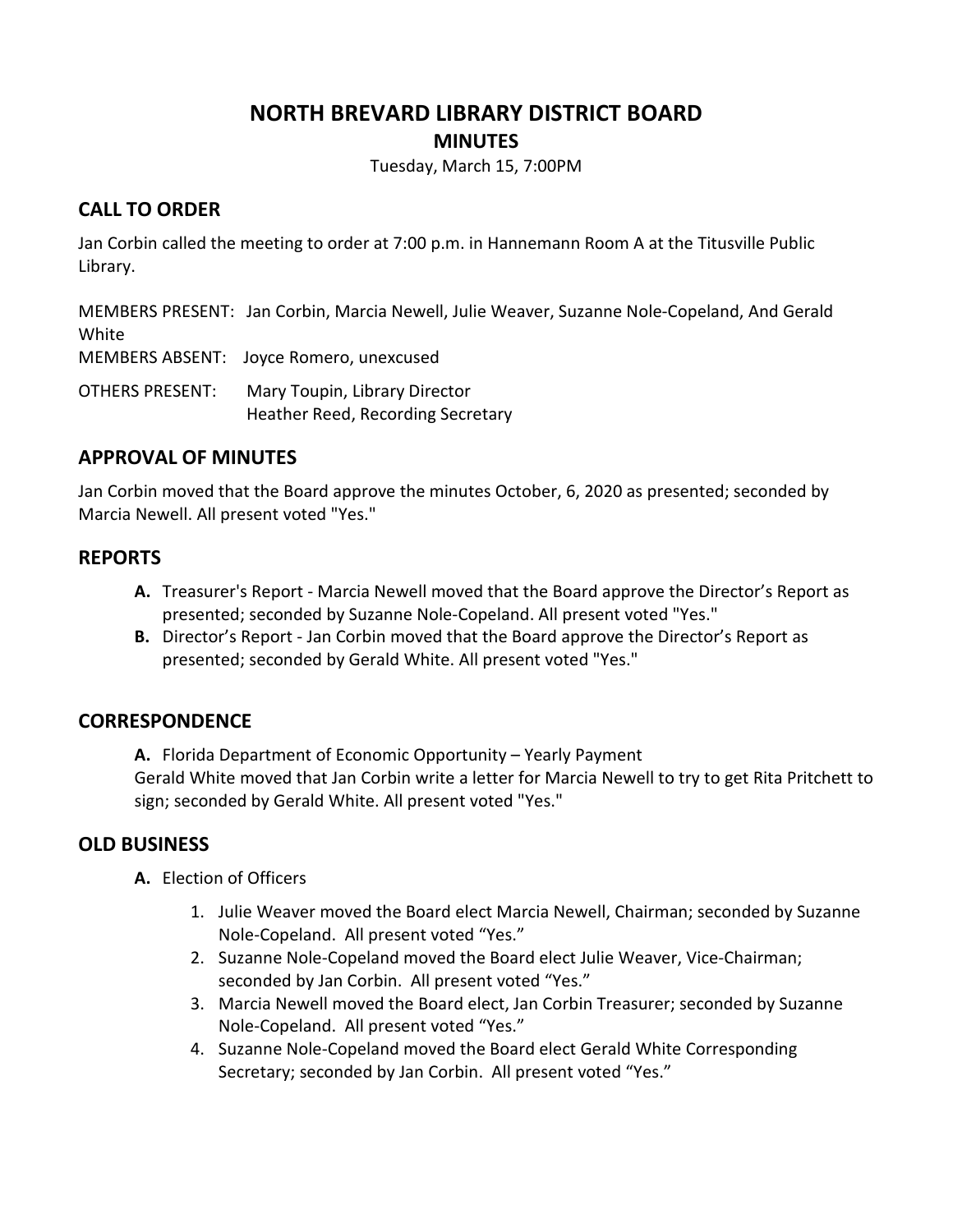# NORTH BREVARD LIBRARY DISTRICT BOARD

## MINUTES

Tuesday, March 15, 7:00PM

## CALL TO ORDER

Jan Corbin called the meeting to order at 7:00 p.m. in Hannemann Room A at the Titusville Public Library.

MEMBERS PRESENT: Jan Corbin, Marcia Newell, Julie Weaver, Suzanne Nole-Copeland, And Gerald White

MEMBERS ABSENT: Joyce Romero, unexcused

OTHERS PRESENT: Mary Toupin, Library Director
Heather Reed, Recording Secretary

## APPROVAL OF MINUTES

Jan Corbin moved that the Board approve the minutes October, 6, 2020 as presented; seconded by Marcia Newell. All present voted "Yes."

## REPORTS

**A.** Treasurer's Report - Marcia Newell moved that the Board approve the Director's Report as presented; seconded by Suzanne Nole-Copeland. All present voted "Yes."

**B.** Director's Report - Jan Corbin moved that the Board approve the Director's Report as presented; seconded by Gerald White. All present voted "Yes."

## CORRESPONDENCE

**A.** Florida Department of Economic Opportunity – Yearly Payment
Gerald White moved that Jan Corbin write a letter for Marcia Newell to try to get Rita Pritchett to sign; seconded by Gerald White. All present voted "Yes."

## OLD BUSINESS

**A.** Election of Officers

1. Julie Weaver moved the Board elect Marcia Newell, Chairman; seconded by Suzanne Nole-Copeland. All present voted "Yes."
2. Suzanne Nole-Copeland moved the Board elect Julie Weaver, Vice-Chairman; seconded by Jan Corbin. All present voted "Yes."
3. Marcia Newell moved the Board elect, Jan Corbin Treasurer; seconded by Suzanne Nole-Copeland. All present voted "Yes."
4. Suzanne Nole-Copeland moved the Board elect Gerald White Corresponding Secretary; seconded by Jan Corbin. All present voted "Yes."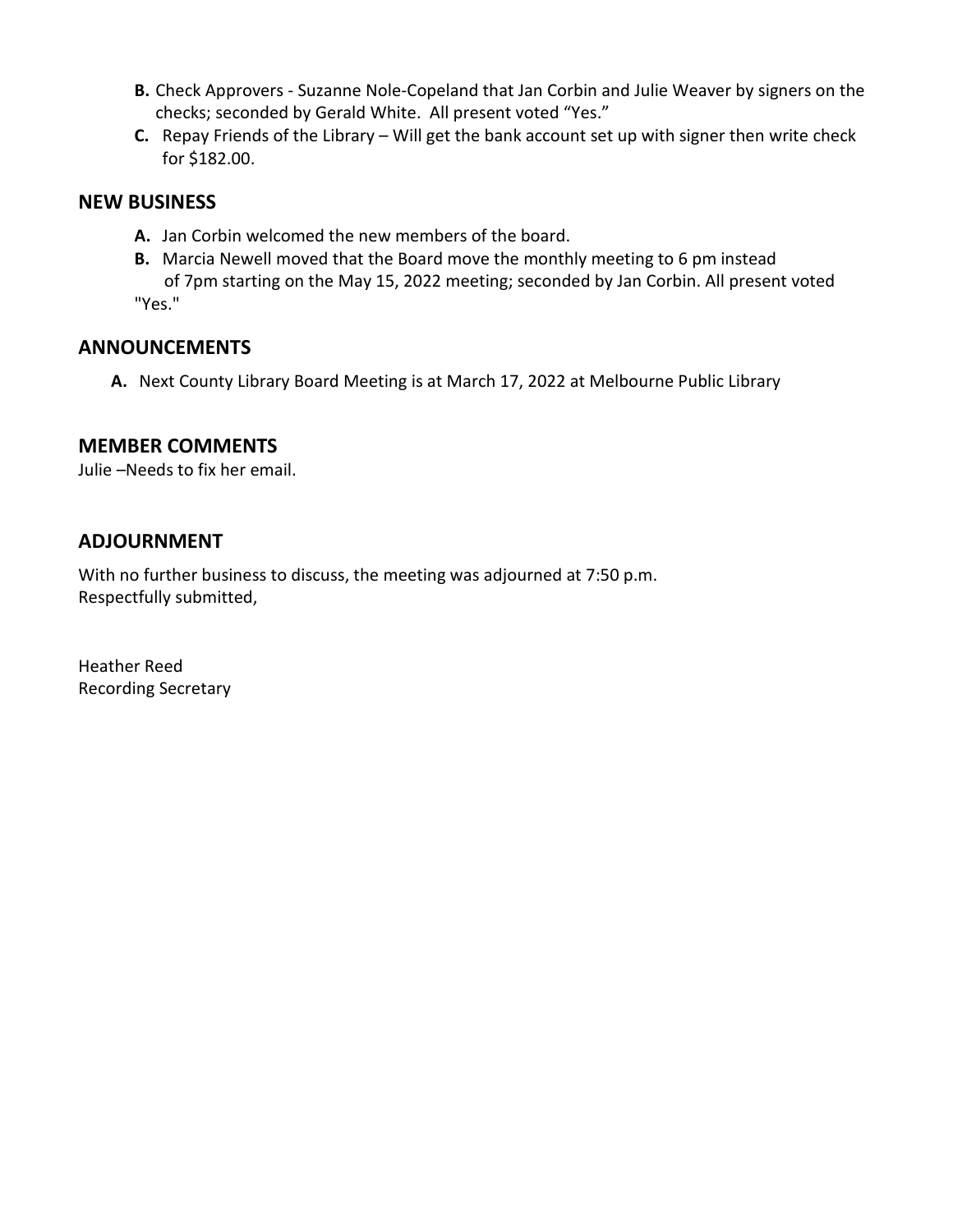B. Check Approvers - Suzanne Nole-Copeland that Jan Corbin and Julie Weaver by signers on the checks; seconded by Gerald White. All present voted "Yes."

C. Repay Friends of the Library – Will get the bank account set up with signer then write check for $182.00.

## NEW BUSINESS

A. Jan Corbin welcomed the new members of the board.

B. Marcia Newell moved that the Board move the monthly meeting to 6 pm instead of 7pm starting on the May 15, 2022 meeting; seconded by Jan Corbin. All present voted "Yes."

## ANNOUNCEMENTS

A. Next County Library Board Meeting is at March 17, 2022 at Melbourne Public Library

## MEMBER COMMENTS

Julie –Needs to fix her email.

## ADJOURNMENT

With no further business to discuss, the meeting was adjourned at 7:50 p.m.
Respectfully submitted,

Heather Reed
Recording Secretary